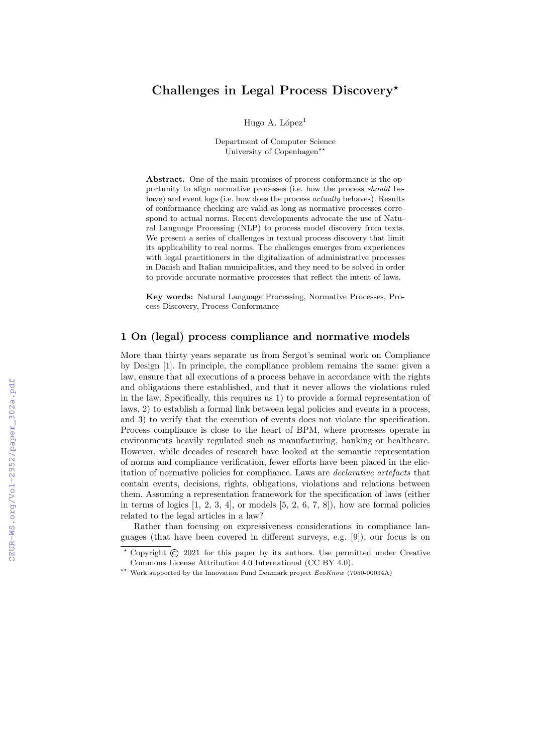# Challenges in Legal Process Discovery*

Hugo A. López[1]

Department of Computer Science
University of Copenhagen**

**Abstract.** One of the main promises of process conformance is the opportunity to align normative processes (i.e. how the process *should* behave) and event logs (i.e. how does the process *actually* behaves). Results of conformance checking are valid as long as normative processes correspond to actual norms. Recent developments advocate the use of Natural Language Processing (NLP) to process model discovery from texts. We present a series of challenges in textual process discovery that limit its applicability to real norms. The challenges emerges from experiences with legal practitioners in the digitalization of administrative processes in Danish and Italian municipalities, and they need to be solved in order to provide accurate normative processes that reflect the intent of laws.

**Key words:** Natural Language Processing, Normative Processes, Process Discovery, Process Conformance

## 1 On (legal) process compliance and normative models

More than thirty years separate us from Sergot's seminal work on Compliance by Design [1]. In principle, the compliance problem remains the same: given a law, ensure that all executions of a process behave in accordance with the rights and obligations there established, and that it never allows the violations ruled in the law. Specifically, this requires us 1) to provide a formal representation of laws, 2) to establish a formal link between legal policies and events in a process, and 3) to verify that the execution of events does not violate the specification. Process compliance is close to the heart of BPM, where processes operate in environments heavily regulated such as manufacturing, banking or healthcare. However, while decades of research have looked at the semantic representation of norms and compliance verification, fewer efforts have been placed in the elicitation of normative policies for compliance. Laws are *declarative artefacts* that contain events, decisions, rights, obligations, violations and relations between them. Assuming a representation framework for the specification of laws (either in terms of logics [1, 2, 3, 4], or models [5, 2, 6, 7, 8]), how are formal policies related to the legal articles in a law?

Rather than focusing on expressiveness considerations in compliance languages (that have been covered in different surveys, e.g. [9]), our focus is on

* Copyright © 2021 for this paper by its authors. Use permitted under Creative Commons License Attribution 4.0 International (CC BY 4.0).

** Work supported by the Innovation Fund Denmark project *EcoKnow* (7050-00034A)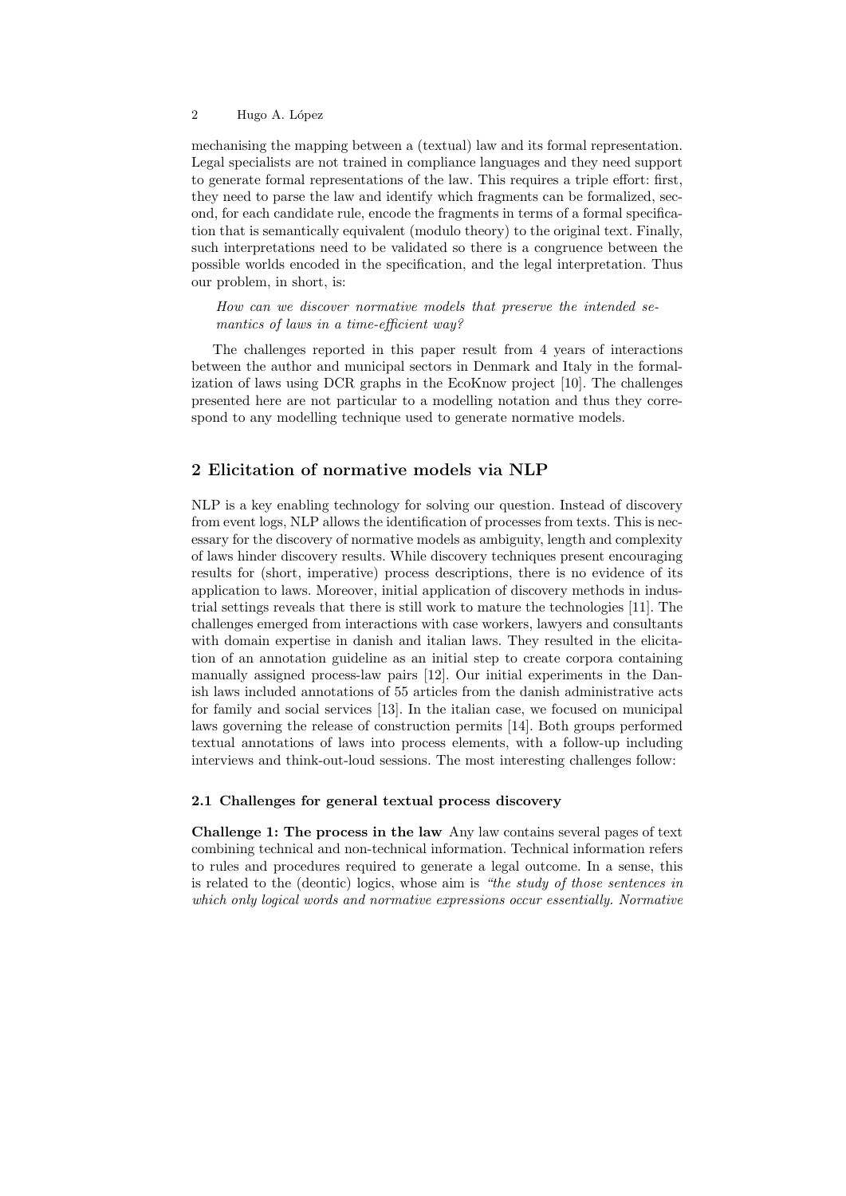mechanising the mapping between a (textual) law and its formal representation. Legal specialists are not trained in compliance languages and they need support to generate formal representations of the law. This requires a triple effort: first, they need to parse the law and identify which fragments can be formalized, second, for each candidate rule, encode the fragments in terms of a formal specification that is semantically equivalent (modulo theory) to the original text. Finally, such interpretations need to be validated so there is a congruence between the possible worlds encoded in the specification, and the legal interpretation. Thus our problem, in short, is:

> *How can we discover normative models that preserve the intended semantics of laws in a time-efficient way?*

The challenges reported in this paper result from 4 years of interactions between the author and municipal sectors in Denmark and Italy in the formalization of laws using DCR graphs in the EcoKnow project [10]. The challenges presented here are not particular to a modelling notation and thus they correspond to any modelling technique used to generate normative models.

## 2 Elicitation of normative models via NLP

NLP is a key enabling technology for solving our question. Instead of discovery from event logs, NLP allows the identification of processes from texts. This is necessary for the discovery of normative models as ambiguity, length and complexity of laws hinder discovery results. While discovery techniques present encouraging results for (short, imperative) process descriptions, there is no evidence of its application to laws. Moreover, initial application of discovery methods in industrial settings reveals that there is still work to mature the technologies [11]. The challenges emerged from interactions with case workers, lawyers and consultants with domain expertise in danish and italian laws. They resulted in the elicitation of an annotation guideline as an initial step to create corpora containing manually assigned process-law pairs [12]. Our initial experiments in the Danish laws included annotations of 55 articles from the danish administrative acts for family and social services [13]. In the italian case, we focused on municipal laws governing the release of construction permits [14]. Both groups performed textual annotations of laws into process elements, with a follow-up including interviews and think-out-loud sessions. The most interesting challenges follow:

### 2.1 Challenges for general textual process discovery

**Challenge 1: The process in the law** Any law contains several pages of text combining technical and non-technical information. Technical information refers to rules and procedures required to generate a legal outcome. In a sense, this is related to the (deontic) logics, whose aim is *"the study of those sentences in which only logical words and normative expressions occur essentially. Normative*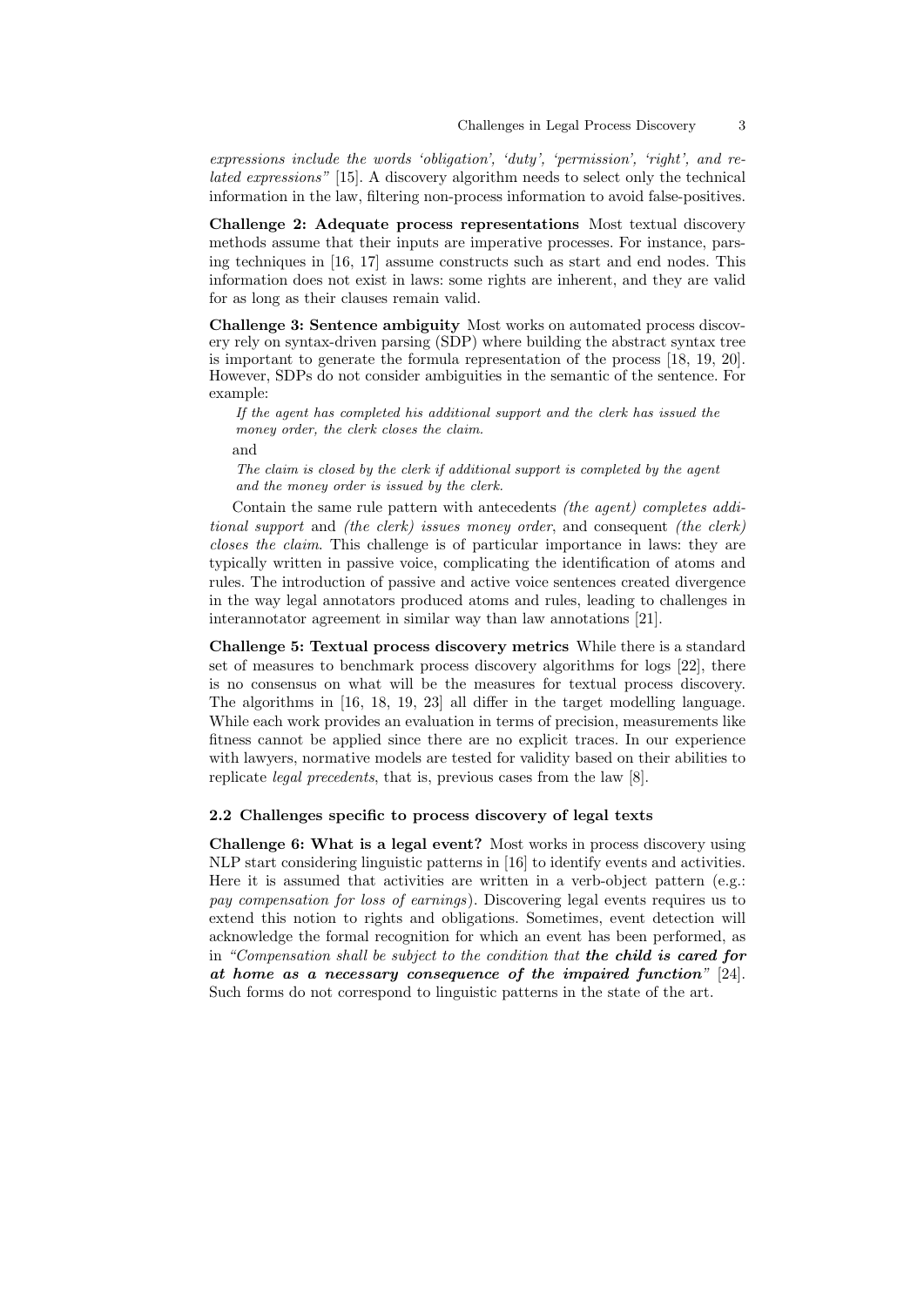*expressions include the words 'obligation', 'duty', 'permission', 'right', and related expressions"* [15]. A discovery algorithm needs to select only the technical information in the law, filtering non-process information to avoid false-positives.

**Challenge 2: Adequate process representations** Most textual discovery methods assume that their inputs are imperative processes. For instance, parsing techniques in [16, 17] assume constructs such as start and end nodes. This information does not exist in laws: some rights are inherent, and they are valid for as long as their clauses remain valid.

**Challenge 3: Sentence ambiguity** Most works on automated process discovery rely on syntax-driven parsing (SDP) where building the abstract syntax tree is important to generate the formula representation of the process [18, 19, 20]. However, SDPs do not consider ambiguities in the semantic of the sentence. For example:

> *If the agent has completed his additional support and the clerk has issued the money order, the clerk closes the claim.*

and

> *The claim is closed by the clerk if additional support is completed by the agent and the money order is issued by the clerk.*

Contain the same rule pattern with antecedents *(the agent) completes additional support* and *(the clerk) issues money order*, and consequent *(the clerk) closes the claim*. This challenge is of particular importance in laws: they are typically written in passive voice, complicating the identification of atoms and rules. The introduction of passive and active voice sentences created divergence in the way legal annotators produced atoms and rules, leading to challenges in interannotator agreement in similar way than law annotations [21].

**Challenge 5: Textual process discovery metrics** While there is a standard set of measures to benchmark process discovery algorithms for logs [22], there is no consensus on what will be the measures for textual process discovery. The algorithms in [16, 18, 19, 23] all differ in the target modelling language. While each work provides an evaluation in terms of precision, measurements like fitness cannot be applied since there are no explicit traces. In our experience with lawyers, normative models are tested for validity based on their abilities to replicate *legal precedents*, that is, previous cases from the law [8].

### 2.2 Challenges specific to process discovery of legal texts

**Challenge 6: What is a legal event?** Most works in process discovery using NLP start considering linguistic patterns in [16] to identify events and activities. Here it is assumed that activities are written in a verb-object pattern (e.g.: *pay compensation for loss of earnings*). Discovering legal events requires us to extend this notion to rights and obligations. Sometimes, event detection will acknowledge the formal recognition for which an event has been performed, as in *"Compensation shall be subject to the condition that **the child is cared for at home as a necessary consequence of the impaired function**"* [24]. Such forms do not correspond to linguistic patterns in the state of the art.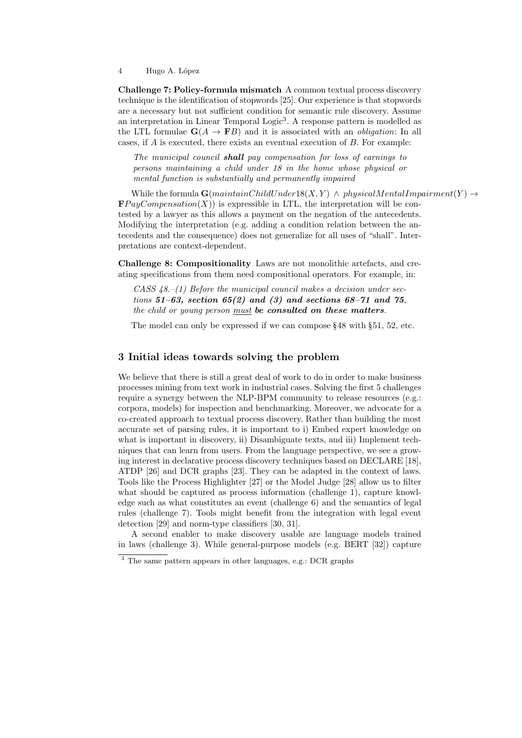**Challenge 7: Policy-formula mismatch** A common textual process discovery technique is the identification of stopwords [25]. Our experience is that stopwords are a necessary but not sufficient condition for semantic rule discovery. Assume an interpretation in Linear Temporal Logic[3]. A response pattern is modelled as the LTL formulae $\mathbf{G}(A \rightarrow \mathbf{F}B)$ and it is associated with an *obligation*: In all cases, if $A$ is executed, there exists an eventual execution of $B$. For example:

> *The municipal council **shall** pay compensation for loss of earnings to persons maintaining a child under 18 in the home whose physical or mental function is substantially and permanently impaired*

While the formula $\mathbf{G}(maintainChildUnder18(X,Y) \wedge physicalMentalImpairment(Y) \rightarrow \mathbf{F}PayCompensation(X))$ is expressible in LTL, the interpretation will be contested by a lawyer as this allows a payment on the negation of the antecedents. Modifying the interpretation (e.g. adding a condition relation between the antecedents and the consequence) does not generalize for all uses of "shall". Interpretations are context-dependent.

**Challenge 8: Compositionality** Laws are not monolithic artefacts, and creating specifications from them need compositional operators. For example, in:

> *CASS 48.–(1) Before the municipal council makes a decision under sections **51–63, section 65(2) and (3) and sections 68–71 and 75**, the child or young person <u>must</u> **be consulted on these matters**.*

The model can only be expressed if we can compose §48 with §51, 52, etc.

## 3 Initial ideas towards solving the problem

We believe that there is still a great deal of work to do in order to make business processes mining from text work in industrial cases. Solving the first 5 challenges require a synergy between the NLP-BPM community to release resources (e.g.: corpora, models) for inspection and benchmarking. Moreover, we advocate for a co-created approach to textual process discovery. Rather than building the most accurate set of parsing rules, it is important to i) Embed expert knowledge on what is important in discovery, ii) Disambiguate texts, and iii) Implement techniques that can learn from users. From the language perspective, we see a growing interest in declarative process discovery techniques based on DECLARE [18], ATDP [26] and DCR graphs [23]. They can be adapted in the context of laws. Tools like the Process Highlighter [27] or the Model Judge [28] allow us to filter what should be captured as process information (challenge 1), capture knowledge such as what constitutes an event (challenge 6) and the semantics of legal rules (challenge 7). Tools might benefit from the integration with legal event detection [29] and norm-type classifiers [30, 31].

A second enabler to make discovery usable are language models trained in laws (challenge 3). While general-purpose models (e.g. BERT [32]) capture

[3] The same pattern appears in other languages, e.g.: DCR graphs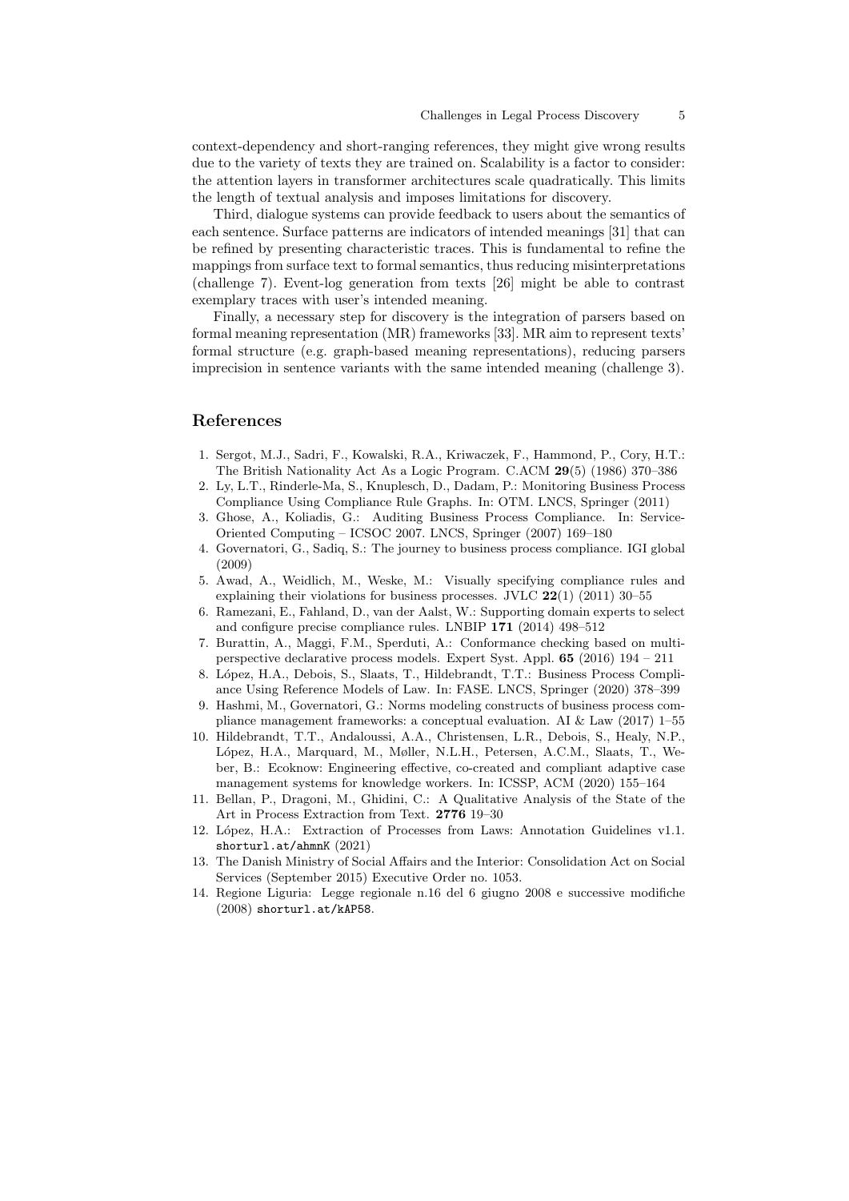context-dependency and short-ranging references, they might give wrong results due to the variety of texts they are trained on. Scalability is a factor to consider: the attention layers in transformer architectures scale quadratically. This limits the length of textual analysis and imposes limitations for discovery.

Third, dialogue systems can provide feedback to users about the semantics of each sentence. Surface patterns are indicators of intended meanings [31] that can be refined by presenting characteristic traces. This is fundamental to refine the mappings from surface text to formal semantics, thus reducing misinterpretations (challenge 7). Event-log generation from texts [26] might be able to contrast exemplary traces with user's intended meaning.

Finally, a necessary step for discovery is the integration of parsers based on formal meaning representation (MR) frameworks [33]. MR aim to represent texts' formal structure (e.g. graph-based meaning representations), reducing parsers imprecision in sentence variants with the same intended meaning (challenge 3).

## References

1. Sergot, M.J., Sadri, F., Kowalski, R.A., Kriwaczek, F., Hammond, P., Cory, H.T.: The British Nationality Act As a Logic Program. C.ACM **29**(5) (1986) 370–386
2. Ly, L.T., Rinderle-Ma, S., Knuplesch, D., Dadam, P.: Monitoring Business Process Compliance Using Compliance Rule Graphs. In: OTM. LNCS, Springer (2011)
3. Ghose, A., Koliadis, G.: Auditing Business Process Compliance. In: Service-Oriented Computing – ICSOC 2007. LNCS, Springer (2007) 169–180
4. Governatori, G., Sadiq, S.: The journey to business process compliance. IGI global (2009)
5. Awad, A., Weidlich, M., Weske, M.: Visually specifying compliance rules and explaining their violations for business processes. JVLC **22**(1) (2011) 30–55
6. Ramezani, E., Fahland, D., van der Aalst, W.: Supporting domain experts to select and configure precise compliance rules. LNBIP **171** (2014) 498–512
7. Burattin, A., Maggi, F.M., Sperduti, A.: Conformance checking based on multi-perspective declarative process models. Expert Syst. Appl. **65** (2016) 194 – 211
8. López, H.A., Debois, S., Slaats, T., Hildebrandt, T.T.: Business Process Compliance Using Reference Models of Law. In: FASE. LNCS, Springer (2020) 378–399
9. Hashmi, M., Governatori, G.: Norms modeling constructs of business process compliance management frameworks: a conceptual evaluation. AI & Law (2017) 1–55
10. Hildebrandt, T.T., Andaloussi, A.A., Christensen, L.R., Debois, S., Healy, N.P., López, H.A., Marquard, M., Møller, N.L.H., Petersen, A.C.M., Slaats, T., Weber, B.: Ecoknow: Engineering effective, co-created and compliant adaptive case management systems for knowledge workers. In: ICSSP, ACM (2020) 155–164
11. Bellan, P., Dragoni, M., Ghidini, C.: A Qualitative Analysis of the State of the Art in Process Extraction from Text. **2776** 19–30
12. López, H.A.: Extraction of Processes from Laws: Annotation Guidelines v1.1. `shorturl.at/ahmnK` (2021)
13. The Danish Ministry of Social Affairs and the Interior: Consolidation Act on Social Services (September 2015) Executive Order no. 1053.
14. Regione Liguria: Legge regionale n.16 del 6 giugno 2008 e successive modifiche (2008) `shorturl.at/kAP58`.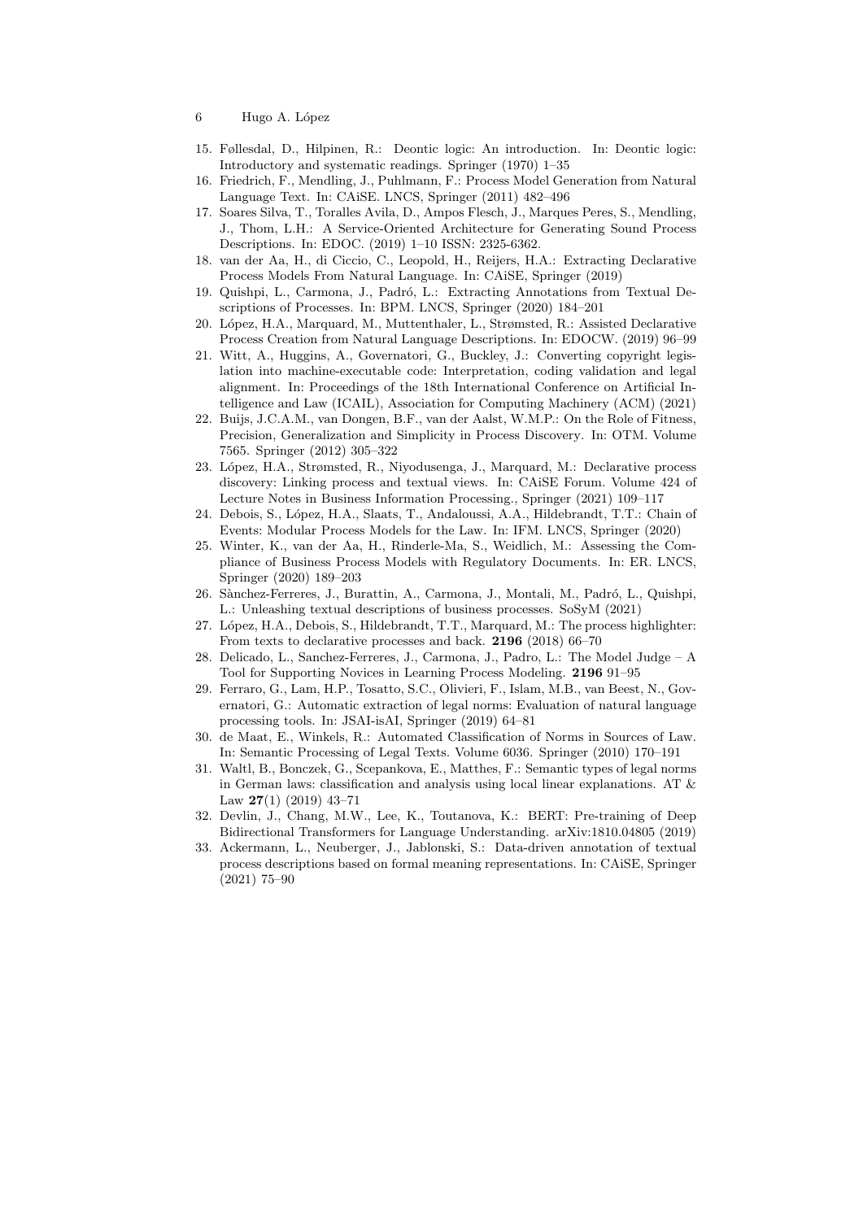15. Føllesdal, D., Hilpinen, R.: Deontic logic: An introduction. In: Deontic logic: Introductory and systematic readings. Springer (1970) 1–35
16. Friedrich, F., Mendling, J., Puhlmann, F.: Process Model Generation from Natural Language Text. In: CAiSE. LNCS, Springer (2011) 482–496
17. Soares Silva, T., Toralles Avila, D., Ampos Flesch, J., Marques Peres, S., Mendling, J., Thom, L.H.: A Service-Oriented Architecture for Generating Sound Process Descriptions. In: EDOC. (2019) 1–10 ISSN: 2325-6362.
18. van der Aa, H., di Ciccio, C., Leopold, H., Reijers, H.A.: Extracting Declarative Process Models From Natural Language. In: CAiSE, Springer (2019)
19. Quishpi, L., Carmona, J., Padró, L.: Extracting Annotations from Textual Descriptions of Processes. In: BPM. LNCS, Springer (2020) 184–201
20. López, H.A., Marquard, M., Muttenthaler, L., Strømsted, R.: Assisted Declarative Process Creation from Natural Language Descriptions. In: EDOCW. (2019) 96–99
21. Witt, A., Huggins, A., Governatori, G., Buckley, J.: Converting copyright legislation into machine-executable code: Interpretation, coding validation and legal alignment. In: Proceedings of the 18th International Conference on Artificial Intelligence and Law (ICAIL), Association for Computing Machinery (ACM) (2021)
22. Buijs, J.C.A.M., van Dongen, B.F., van der Aalst, W.M.P.: On the Role of Fitness, Precision, Generalization and Simplicity in Process Discovery. In: OTM. Volume 7565. Springer (2012) 305–322
23. López, H.A., Strømsted, R., Niyodusenga, J., Marquard, M.: Declarative process discovery: Linking process and textual views. In: CAiSE Forum. Volume 424 of Lecture Notes in Business Information Processing., Springer (2021) 109–117
24. Debois, S., López, H.A., Slaats, T., Andaloussi, A.A., Hildebrandt, T.T.: Chain of Events: Modular Process Models for the Law. In: IFM. LNCS, Springer (2020)
25. Winter, K., van der Aa, H., Rinderle-Ma, S., Weidlich, M.: Assessing the Compliance of Business Process Models with Regulatory Documents. In: ER. LNCS, Springer (2020) 189–203
26. Sànchez-Ferreres, J., Burattin, A., Carmona, J., Montali, M., Padró, L., Quishpi, L.: Unleashing textual descriptions of business processes. SoSyM (2021)
27. López, H.A., Debois, S., Hildebrandt, T.T., Marquard, M.: The process highlighter: From texts to declarative processes and back. **2196** (2018) 66–70
28. Delicado, L., Sanchez-Ferreres, J., Carmona, J., Padro, L.: The Model Judge – A Tool for Supporting Novices in Learning Process Modeling. **2196** 91–95
29. Ferraro, G., Lam, H.P., Tosatto, S.C., Olivieri, F., Islam, M.B., van Beest, N., Governatori, G.: Automatic extraction of legal norms: Evaluation of natural language processing tools. In: JSAI-isAI, Springer (2019) 64–81
30. de Maat, E., Winkels, R.: Automated Classification of Norms in Sources of Law. In: Semantic Processing of Legal Texts. Volume 6036. Springer (2010) 170–191
31. Waltl, B., Bonczek, G., Scepankova, E., Matthes, F.: Semantic types of legal norms in German laws: classification and analysis using local linear explanations. AT & Law **27**(1) (2019) 43–71
32. Devlin, J., Chang, M.W., Lee, K., Toutanova, K.: BERT: Pre-training of Deep Bidirectional Transformers for Language Understanding. arXiv:1810.04805 (2019)
33. Ackermann, L., Neuberger, J., Jablonski, S.: Data-driven annotation of textual process descriptions based on formal meaning representations. In: CAiSE, Springer (2021) 75–90